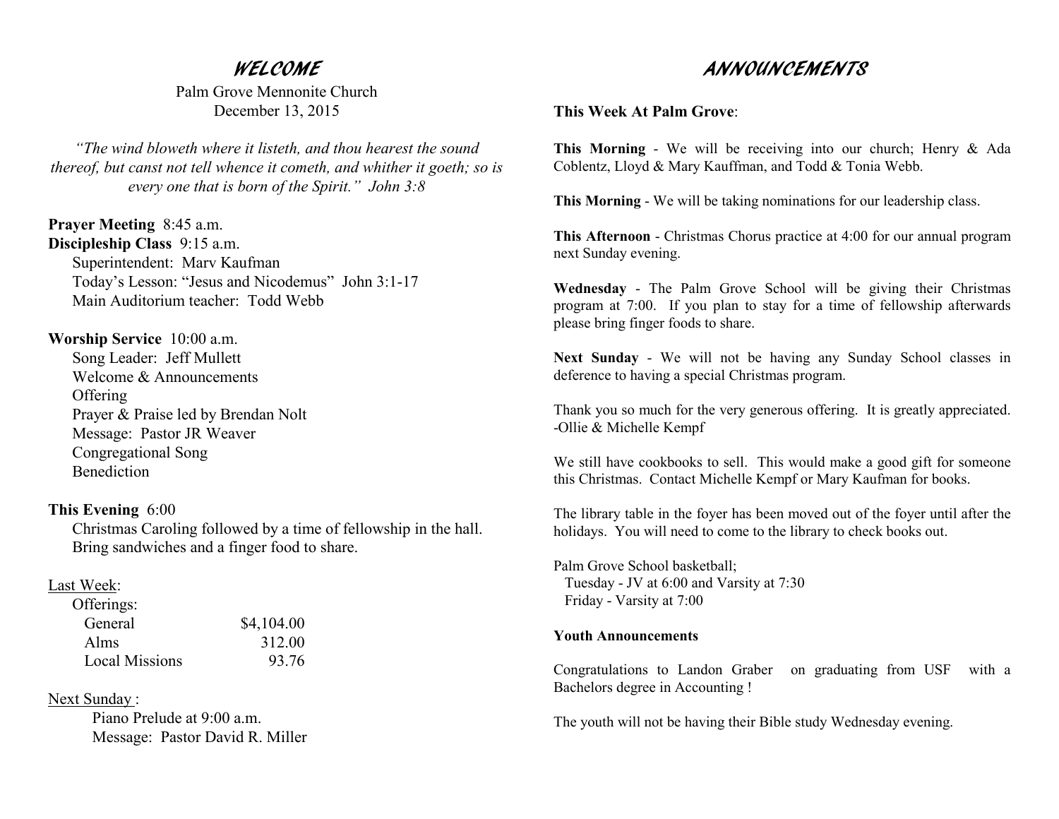# WELCOME

Palm Grove Mennonite Church
December 13, 2015

*"The wind bloweth where it listeth, and thou hearest the sound thereof, but canst not tell whence it cometh, and whither it goeth; so is every one that is born of the Spirit." John 3:8*

**Prayer Meeting** 8:45 a.m.
**Discipleship Class** 9:15 a.m.
Superintendent: Marv Kaufman
Today's Lesson: "Jesus and Nicodemus" John 3:1-17
Main Auditorium teacher: Todd Webb

**Worship Service** 10:00 a.m.
Song Leader: Jeff Mullett
Welcome & Announcements
Offering
Prayer & Praise led by Brendan Nolt
Message: Pastor JR Weaver
Congregational Song
Benediction

**This Evening** 6:00
Christmas Caroling followed by a time of fellowship in the hall. Bring sandwiches and a finger food to share.

Last Week:

Offerings:

| | |
|---|---|
| General | $4,104.00 |
| Alms | 312.00 |
| Local Missions | 93.76 |

Next Sunday:
Piano Prelude at 9:00 a.m.
Message: Pastor David R. Miller

# ANNOUNCEMENTS

**This Week At Palm Grove**:

**This Morning** - We will be receiving into our church; Henry & Ada Coblentz, Lloyd & Mary Kauffman, and Todd & Tonia Webb.

**This Morning** - We will be taking nominations for our leadership class.

**This Afternoon** - Christmas Chorus practice at 4:00 for our annual program next Sunday evening.

**Wednesday** - The Palm Grove School will be giving their Christmas program at 7:00. If you plan to stay for a time of fellowship afterwards please bring finger foods to share.

**Next Sunday** - We will not be having any Sunday School classes in deference to having a special Christmas program.

Thank you so much for the very generous offering. It is greatly appreciated. -Ollie & Michelle Kempf

We still have cookbooks to sell. This would make a good gift for someone this Christmas. Contact Michelle Kempf or Mary Kaufman for books.

The library table in the foyer has been moved out of the foyer until after the holidays. You will need to come to the library to check books out.

Palm Grove School basketball;
Tuesday - JV at 6:00 and Varsity at 7:30
Friday - Varsity at 7:00

**Youth Announcements**

Congratulations to Landon Graber on graduating from USF with a Bachelors degree in Accounting !

The youth will not be having their Bible study Wednesday evening.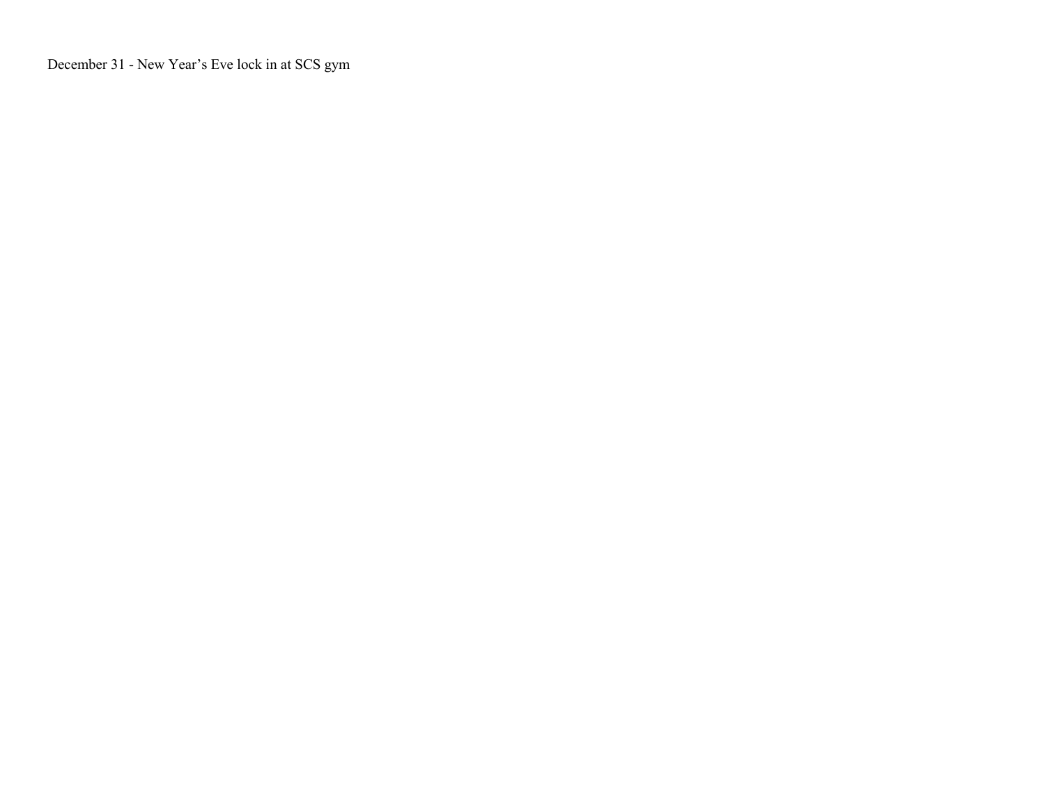December 31 - New Year’s Eve lock in at SCS gym